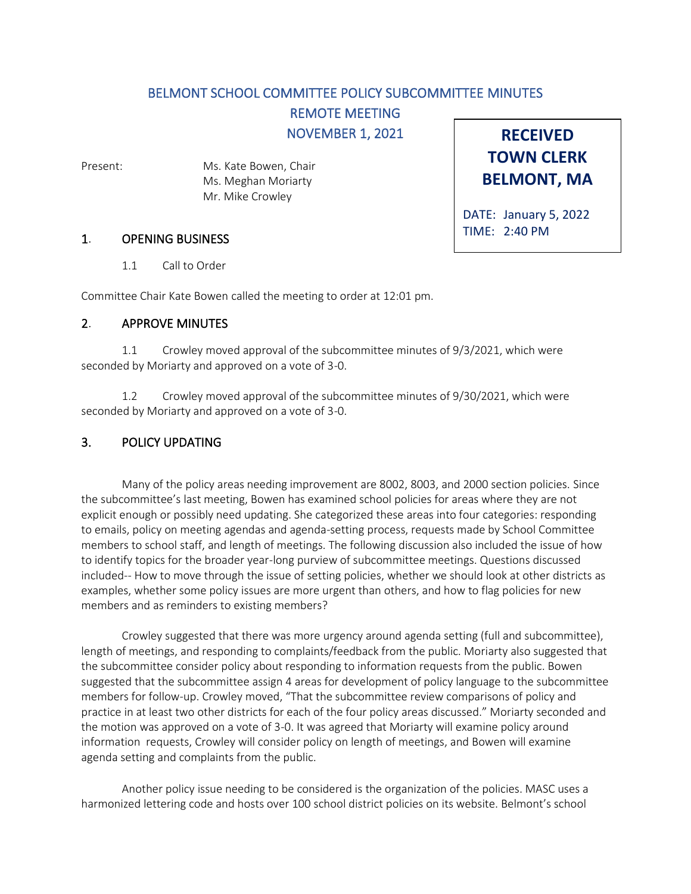# BELMONT SCHOOL COMMITTEE POLICY SUBCOMMITTEE MINUTES

## REMOTE MEETING

## NOVEMBER 1, 2021

**RECEIVED TOWN CLERK BELMONT, MA**

DATE: January 5, 2022
TIME: 2:40 PM

Present: Ms. Kate Bowen, Chair
Ms. Meghan Moriarty
Mr. Mike Crowley

## 1. OPENING BUSINESS

1.1 Call to Order

Committee Chair Kate Bowen called the meeting to order at 12:01 pm.

## 2. APPROVE MINUTES

1.1 Crowley moved approval of the subcommittee minutes of 9/3/2021, which were seconded by Moriarty and approved on a vote of 3-0.

1.2 Crowley moved approval of the subcommittee minutes of 9/30/2021, which were seconded by Moriarty and approved on a vote of 3-0.

## 3. POLICY UPDATING

Many of the policy areas needing improvement are 8002, 8003, and 2000 section policies. Since the subcommittee's last meeting, Bowen has examined school policies for areas where they are not explicit enough or possibly need updating. She categorized these areas into four categories: responding to emails, policy on meeting agendas and agenda-setting process, requests made by School Committee members to school staff, and length of meetings. The following discussion also included the issue of how to identify topics for the broader year-long purview of subcommittee meetings. Questions discussed included-- How to move through the issue of setting policies, whether we should look at other districts as examples, whether some policy issues are more urgent than others, and how to flag policies for new members and as reminders to existing members?

Crowley suggested that there was more urgency around agenda setting (full and subcommittee), length of meetings, and responding to complaints/feedback from the public. Moriarty also suggested that the subcommittee consider policy about responding to information requests from the public. Bowen suggested that the subcommittee assign 4 areas for development of policy language to the subcommittee members for follow-up. Crowley moved, "That the subcommittee review comparisons of policy and practice in at least two other districts for each of the four policy areas discussed." Moriarty seconded and the motion was approved on a vote of 3-0. It was agreed that Moriarty will examine policy around information requests, Crowley will consider policy on length of meetings, and Bowen will examine agenda setting and complaints from the public.

Another policy issue needing to be considered is the organization of the policies. MASC uses a harmonized lettering code and hosts over 100 school district policies on its website. Belmont's school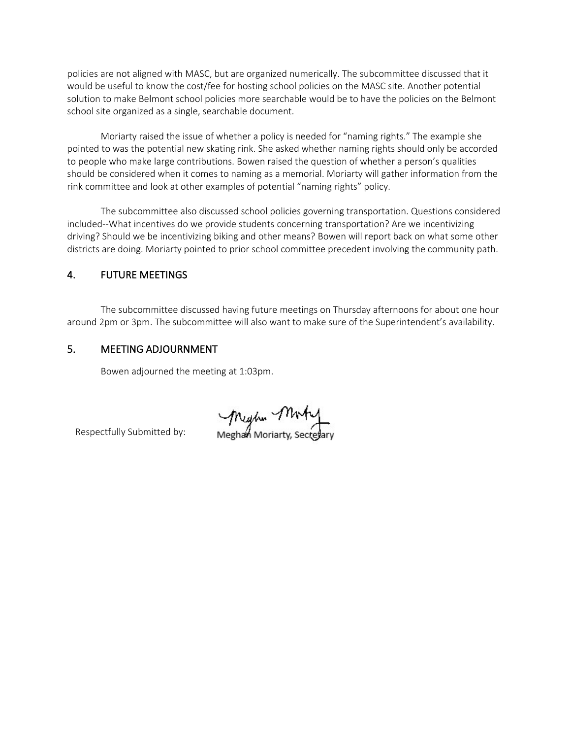policies are not aligned with MASC, but are organized numerically. The subcommittee discussed that it would be useful to know the cost/fee for hosting school policies on the MASC site. Another potential solution to make Belmont school policies more searchable would be to have the policies on the Belmont school site organized as a single, searchable document.

Moriarty raised the issue of whether a policy is needed for "naming rights." The example she pointed to was the potential new skating rink. She asked whether naming rights should only be accorded to people who make large contributions. Bowen raised the question of whether a person's qualities should be considered when it comes to naming as a memorial. Moriarty will gather information from the rink committee and look at other examples of potential "naming rights" policy.

The subcommittee also discussed school policies governing transportation. Questions considered included--What incentives do we provide students concerning transportation? Are we incentivizing driving? Should we be incentivizing biking and other means? Bowen will report back on what some other districts are doing. Moriarty pointed to prior school committee precedent involving the community path.

## 4. FUTURE MEETINGS

The subcommittee discussed having future meetings on Thursday afternoons for about one hour around 2pm or 3pm. The subcommittee will also want to make sure of the Superintendent's availability.

## 5. MEETING ADJOURNMENT

Bowen adjourned the meeting at 1:03pm.

Respectfully Submitted by: Meghan Moriarty, Secretary